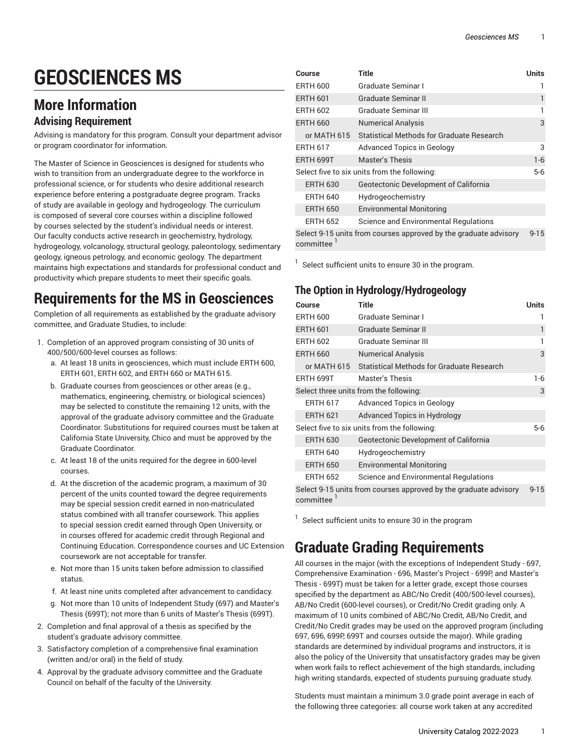# GEOSCIENCES MS

## More Information

### Advising Requirement

Advising is mandatory for this program. Consult your department advisor or program coordinator for information.

The Master of Science in Geosciences is designed for students who wish to transition from an undergraduate degree to the workforce in professional science, or for students who desire additional research experience before entering a postgraduate degree program. Tracks of study are available in geology and hydrogeology. The curriculum is composed of several core courses within a discipline followed by courses selected by the student's individual needs or interest. Our faculty conducts active research in geochemistry, hydrology, hydrogeology, volcanology, structural geology, paleontology, sedimentary geology, igneous petrology, and economic geology. The department maintains high expectations and standards for professional conduct and productivity which prepare students to meet their specific goals.

# Requirements for the MS in Geosciences

Completion of all requirements as established by the graduate advisory committee, and Graduate Studies, to include:

1. Completion of an approved program consisting of 30 units of 400/500/600-level courses as follows:
   a. At least 18 units in geosciences, which must include ERTH 600, ERTH 601, ERTH 602, and ERTH 660 or MATH 615.
   b. Graduate courses from geosciences or other areas (e.g., mathematics, engineering, chemistry, or biological sciences) may be selected to constitute the remaining 12 units, with the approval of the graduate advisory committee and the Graduate Coordinator. Substitutions for required courses must be taken at California State University, Chico and must be approved by the Graduate Coordinator.
   c. At least 18 of the units required for the degree in 600-level courses.
   d. At the discretion of the academic program, a maximum of 30 percent of the units counted toward the degree requirements may be special session credit earned in non-matriculated status combined with all transfer coursework. This applies to special session credit earned through Open University, or in courses offered for academic credit through Regional and Continuing Education. Correspondence courses and UC Extension coursework are not acceptable for transfer.
   e. Not more than 15 units taken before admission to classified status.
   f. At least nine units completed after advancement to candidacy.
   g. Not more than 10 units of Independent Study (697) and Master's Thesis (699T); not more than 6 units of Master's Thesis (699T).
2. Completion and final approval of a thesis as specified by the student's graduate advisory committee.
3. Satisfactory completion of a comprehensive final examination (written and/or oral) in the field of study.
4. Approval by the graduate advisory committee and the Graduate Council on behalf of the faculty of the University.

| Course | Title | Units |
|---|---|---|
| ERTH 600 | Graduate Seminar I | 1 |
| ERTH 601 | Graduate Seminar II | 1 |
| ERTH 602 | Graduate Seminar III | 1 |
| ERTH 660 | Numerical Analysis | 3 |
| or MATH 615 | Statistical Methods for Graduate Research | |
| ERTH 617 | Advanced Topics in Geology | 3 |
| ERTH 699T | Master's Thesis | 1-6 |
| Select five to six units from the following: | | 5-6 |
| ERTH 630 | Geotectonic Development of California | |
| ERTH 640 | Hydrogeochemistry | |
| ERTH 650 | Environmental Monitoring | |
| ERTH 652 | Science and Environmental Regulations | |
| Select 9-15 units from courses approved by the graduate advisory committee [1] | | 9-15 |

[1] Select sufficient units to ensure 30 in the program.

### The Option in Hydrology/Hydrogeology

| Course | Title | Units |
|---|---|---|
| ERTH 600 | Graduate Seminar I | 1 |
| ERTH 601 | Graduate Seminar II | 1 |
| ERTH 602 | Graduate Seminar III | 1 |
| ERTH 660 | Numerical Analysis | 3 |
| or MATH 615 | Statistical Methods for Graduate Research | |
| ERTH 699T | Master's Thesis | 1-6 |
| Select three units from the following: | | 3 |
| ERTH 617 | Advanced Topics in Geology | |
| ERTH 621 | Advanced Topics in Hydrology | |
| Select five to six units from the following: | | 5-6 |
| ERTH 630 | Geotectonic Development of California | |
| ERTH 640 | Hydrogeochemistry | |
| ERTH 650 | Environmental Monitoring | |
| ERTH 652 | Science and Environmental Regulations | |
| Select 9-15 units from courses approved by the graduate advisory committee [1] | | 9-15 |

[1] Select sufficient units to ensure 30 in the program

# Graduate Grading Requirements

All courses in the major (with the exceptions of Independent Study - 697, Comprehensive Examination - 696, Master's Project - 699P, and Master's Thesis - 699T) must be taken for a letter grade, except those courses specified by the department as ABC/No Credit (400/500-level courses), AB/No Credit (600-level courses), or Credit/No Credit grading only. A maximum of 10 units combined of ABC/No Credit, AB/No Credit, and Credit/No Credit grades may be used on the approved program (including 697, 696, 699P, 699T and courses outside the major). While grading standards are determined by individual programs and instructors, it is also the policy of the University that unsatisfactory grades may be given when work fails to reflect achievement of the high standards, including high writing standards, expected of students pursuing graduate study.

Students must maintain a minimum 3.0 grade point average in each of the following three categories: all course work taken at any accredited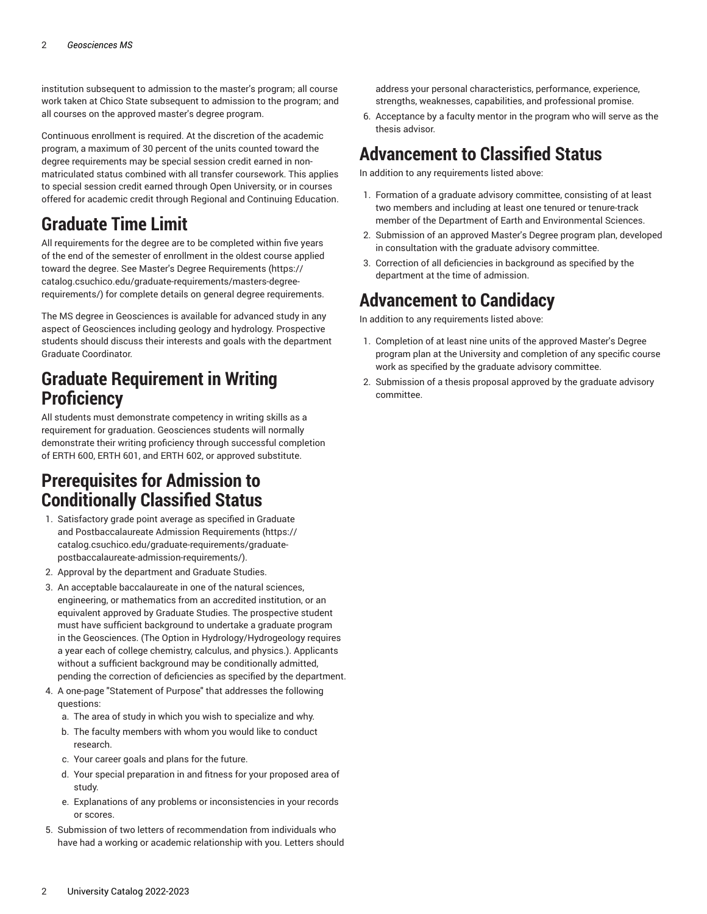institution subsequent to admission to the master's program; all course work taken at Chico State subsequent to admission to the program; and all courses on the approved master's degree program.

Continuous enrollment is required. At the discretion of the academic program, a maximum of 30 percent of the units counted toward the degree requirements may be special session credit earned in non-matriculated status combined with all transfer coursework. This applies to special session credit earned through Open University, or in courses offered for academic credit through Regional and Continuing Education.

## Graduate Time Limit

All requirements for the degree are to be completed within five years of the end of the semester of enrollment in the oldest course applied toward the degree. See Master's Degree Requirements (https://catalog.csuchico.edu/graduate-requirements/masters-degree-requirements/) for complete details on general degree requirements.

The MS degree in Geosciences is available for advanced study in any aspect of Geosciences including geology and hydrology. Prospective students should discuss their interests and goals with the department Graduate Coordinator.

## Graduate Requirement in Writing Proficiency

All students must demonstrate competency in writing skills as a requirement for graduation. Geosciences students will normally demonstrate their writing proficiency through successful completion of ERTH 600, ERTH 601, and ERTH 602, or approved substitute.

## Prerequisites for Admission to Conditionally Classified Status

1. Satisfactory grade point average as specified in Graduate and Postbaccalaureate Admission Requirements (https://catalog.csuchico.edu/graduate-requirements/graduate-postbaccalaureate-admission-requirements/).
2. Approval by the department and Graduate Studies.
3. An acceptable baccalaureate in one of the natural sciences, engineering, or mathematics from an accredited institution, or an equivalent approved by Graduate Studies. The prospective student must have sufficient background to undertake a graduate program in the Geosciences. (The Option in Hydrology/Hydrogeology requires a year each of college chemistry, calculus, and physics.). Applicants without a sufficient background may be conditionally admitted, pending the correction of deficiencies as specified by the department.
4. A one-page "Statement of Purpose" that addresses the following questions:
   a. The area of study in which you wish to specialize and why.
   b. The faculty members with whom you would like to conduct research.
   c. Your career goals and plans for the future.
   d. Your special preparation in and fitness for your proposed area of study.
   e. Explanations of any problems or inconsistencies in your records or scores.
5. Submission of two letters of recommendation from individuals who have had a working or academic relationship with you. Letters should address your personal characteristics, performance, experience, strengths, weaknesses, capabilities, and professional promise.
6. Acceptance by a faculty mentor in the program who will serve as the thesis advisor.

## Advancement to Classified Status

In addition to any requirements listed above:

1. Formation of a graduate advisory committee, consisting of at least two members and including at least one tenured or tenure-track member of the Department of Earth and Environmental Sciences.
2. Submission of an approved Master's Degree program plan, developed in consultation with the graduate advisory committee.
3. Correction of all deficiencies in background as specified by the department at the time of admission.

## Advancement to Candidacy

In addition to any requirements listed above:

1. Completion of at least nine units of the approved Master's Degree program plan at the University and completion of any specific course work as specified by the graduate advisory committee.
2. Submission of a thesis proposal approved by the graduate advisory committee.